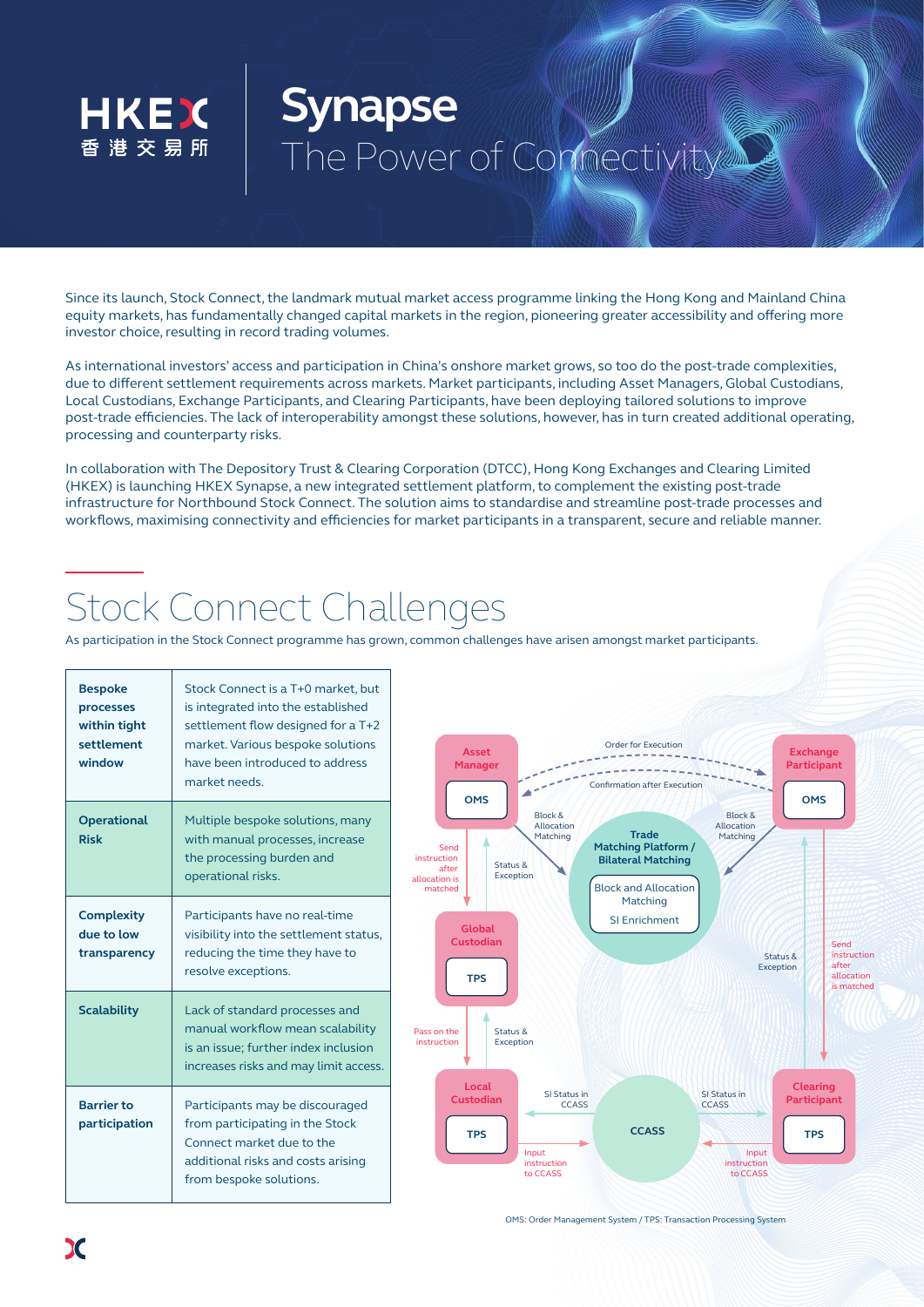HKEX 香港交易所

# Synapse

## The Power of Connectivity

Since its launch, Stock Connect, the landmark mutual market access programme linking the Hong Kong and Mainland China equity markets, has fundamentally changed capital markets in the region, pioneering greater accessibility and offering more investor choice, resulting in record trading volumes.

As international investors' access and participation in China's onshore market grows, so too do the post-trade complexities, due to different settlement requirements across markets. Market participants, including Asset Managers, Global Custodians, Local Custodians, Exchange Participants, and Clearing Participants, have been deploying tailored solutions to improve post-trade efficiencies. The lack of interoperability amongst these solutions, however, has in turn created additional operating, processing and counterparty risks.

In collaboration with The Depository Trust & Clearing Corporation (DTCC), Hong Kong Exchanges and Clearing Limited (HKEX) is launching HKEX Synapse, a new integrated settlement platform, to complement the existing post-trade infrastructure for Northbound Stock Connect. The solution aims to standardise and streamline post-trade processes and workflows, maximising connectivity and efficiencies for market participants in a transparent, secure and reliable manner.

# Stock Connect Challenges

As participation in the Stock Connect programme has grown, common challenges have arisen amongst market participants.

| | |
|---|---|
| **Bespoke processes within tight settlement window** | Stock Connect is a T+0 market, but is integrated into the established settlement flow designed for a T+2 market. Various bespoke solutions have been introduced to address market needs. |
| **Operational Risk** | Multiple bespoke solutions, many with manual processes, increase the processing burden and operational risks. |
| **Complexity due to low transparency** | Participants have no real-time visibility into the settlement status, reducing the time they have to resolve exceptions. |
| **Scalability** | Lack of standard processes and manual workflow mean scalability is an issue; further index inclusion increases risks and may limit access. |
| **Barrier to participation** | Participants may be discouraged from participating in the Stock Connect market due to the additional risks and costs arising from bespoke solutions. |

Asset Manager (OMS) — Order for Execution → Exchange Participant (OMS); Confirmation after Execution ← Exchange Participant.

Asset Manager and Exchange Participant — Block & Allocation Matching → Trade Matching Platform / Bilateral Matching (Block and Allocation Matching; SI Enrichment).

Asset Manager → Global Custodian (TPS): Send instruction after allocation is matched; Status & Exception returned.

Global Custodian → Local Custodian (TPS): Pass on the instruction; Status & Exception returned.

Local Custodian → CCASS: Input instruction to CCASS; CCASS → Local Custodian: SI Status in CCASS.

Exchange Participant → Clearing Participant (TPS): Send instruction after allocation is matched; Status & Exception returned.

Clearing Participant → CCASS: Input instruction to CCASS; CCASS → Clearing Participant: SI Status in CCASS.

OMS: Order Management System / TPS: Transaction Processing System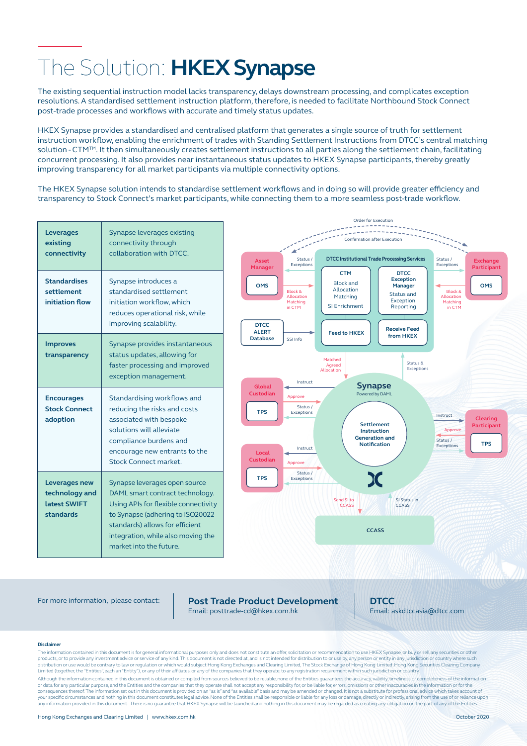# The Solution: **HKEX Synapse**

The existing sequential instruction model lacks transparency, delays downstream processing, and complicates exception resolutions. A standardised settlement instruction platform, therefore, is needed to facilitate Northbound Stock Connect post-trade processes and workflows with accurate and timely status updates.

HKEX Synapse provides a standardised and centralised platform that generates a single source of truth for settlement instruction workflow, enabling the enrichment of trades with Standing Settlement Instructions from DTCC's central matching solution - CTM™. It then simultaneously creates settlement instructions to all parties along the settlement chain, facilitating concurrent processing. It also provides near instantaneous status updates to HKEX Synapse participants, thereby greatly improving transparency for all market participants via multiple connectivity options.

The HKEX Synapse solution intends to standardise settlement workflows and in doing so will provide greater efficiency and transparency to Stock Connect's market participants, while connecting them to a more seamless post-trade workflow.

| | |
|---|---|
| **Leverages existing connectivity** | Synapse leverages existing connectivity through collaboration with DTCC. |
| **Standardises settlement initiation flow** | Synapse introduces a standardised settlement initiation workflow, which reduces operational risk, while improving scalability. |
| **Improves transparency** | Synapse provides instantaneous status updates, allowing for faster processing and improved exception management. |
| **Encourages Stock Connect adoption** | Standardising workflows and reducing the risks and costs associated with bespoke solutions will alleviate compliance burdens and encourage new entrants to the Stock Connect market. |
| **Leverages new technology and latest SWIFT standards** | Synapse leverages open source DAML smart contract technology. Using APIs for flexible connectivity to Synapse (adhering to ISO20022 standards) allows for efficient integration, while also moving the market into the future. |

Order for Execution
Confirmation after Execution
Asset Manager
OMS
Status / Exceptions
Block & Allocation Matching in CTM
DTCC Institutional Trade Processing Services
CTM
Block and Allocation Matching
SI Enrichment
DTCC Exception Manager
Status and Exception Reporting
Feed to HKEX
Receive Feed from HKEX
Exchange Participant
OMS
DTCC ALERT Database
SSI Info
Matched Agreed Allocation
Status & Exceptions
Global Custodian
TPS
Instruct
Approve
Status / Exceptions
Synapse
Powered by DAML
Settlement Instruction Generation and Notification
Clearing Participant
TPS
Local Custodian
TPS
Send SI to CCASS
SI Status in CCASS
CCASS

For more information, please contact:

**Post Trade Product Development**
Email: posttrade-cd@hkex.com.hk

**DTCC**
Email: askdtccasia@dtcc.com

**Disclaimer**

The information contained in this document is for general informational purposes only and does not constitute an offer, solicitation or recommendation to use HKEX Synapse, or buy or sell any securities or other products, or to provide any investment advice or service of any kind. This document is not directed at, and is not intended for distribution to or use by, any person or entity in any jurisdiction or country where such distribution or use would be contrary to law or regulation or which would subject Hong Kong Exchanges and Clearing Limited, The Stock Exchange of Hong Kong Limited, Hong Kong Securities Clearing Company Limited (together, the "Entities", each an "Entity"), or any of their affiliates, or any of the companies that they operate, to any registration requirement within such jurisdiction or country.

Although the information contained in this document is obtained or compiled from sources believed to be reliable, none of the Entities guarantees the accuracy, validity, timeliness or completeness of the information or data for any particular purpose, and the Entities and the companies that they operate shall not accept any responsibility for, or be liable for, errors, omissions or other inaccuracies in the information or for the consequences thereof. The information set out in this document is provided on an "as is" and "as available" basis and may be amended or changed. It is not a substitute for professional advice which takes account of your specific circumstances and nothing in this document constitutes legal advice. None of the Entities shall be responsible or liable for any loss or damage, directly or indirectly, arising from the use of or reliance upon any information provided in this document. There is no guarantee that HKEX Synapse will be launched and nothing in this document may be regarded as creating any obligation on the part of any of the Entities.

Hong Kong Exchanges and Clearing Limited | www.hkex.com.hk

October 2020